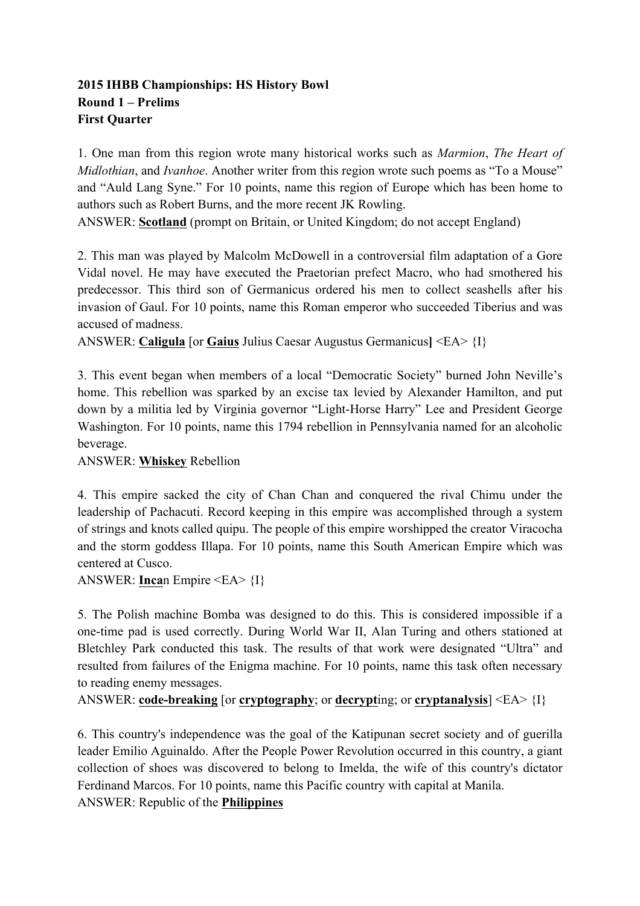**2015 IHBB Championships: HS History Bowl**
**Round 1 – Prelims**
**First Quarter**

1. One man from this region wrote many historical works such as *Marmion*, *The Heart of Midlothian*, and *Ivanhoe*. Another writer from this region wrote such poems as "To a Mouse" and "Auld Lang Syne." For 10 points, name this region of Europe which has been home to authors such as Robert Burns, and the more recent JK Rowling.
ANSWER: **Scotland** (prompt on Britain, or United Kingdom; do not accept England)

2. This man was played by Malcolm McDowell in a controversial film adaptation of a Gore Vidal novel. He may have executed the Praetorian prefect Macro, who had smothered his predecessor. This third son of Germanicus ordered his men to collect seashells after his invasion of Gaul. For 10 points, name this Roman emperor who succeeded Tiberius and was accused of madness.
ANSWER: **Caligula** [or **Gaius** Julius Caesar Augustus Germanicus] <EA> {I}

3. This event began when members of a local "Democratic Society" burned John Neville's home. This rebellion was sparked by an excise tax levied by Alexander Hamilton, and put down by a militia led by Virginia governor "Light-Horse Harry" Lee and President George Washington. For 10 points, name this 1794 rebellion in Pennsylvania named for an alcoholic beverage.
ANSWER: **Whiskey** Rebellion

4. This empire sacked the city of Chan Chan and conquered the rival Chimu under the leadership of Pachacuti. Record keeping in this empire was accomplished through a system of strings and knots called quipu. The people of this empire worshipped the creator Viracocha and the storm goddess Illapa. For 10 points, name this South American Empire which was centered at Cusco.
ANSWER: **Inca**n Empire <EA> {I}

5. The Polish machine Bomba was designed to do this. This is considered impossible if a one-time pad is used correctly. During World War II, Alan Turing and others stationed at Bletchley Park conducted this task. The results of that work were designated "Ultra" and resulted from failures of the Enigma machine. For 10 points, name this task often necessary to reading enemy messages.
ANSWER: **code-breaking** [or **cryptography**; or **decrypt**ing; or **cryptanalysis**] <EA> {I}

6. This country's independence was the goal of the Katipunan secret society and of guerilla leader Emilio Aguinaldo. After the People Power Revolution occurred in this country, a giant collection of shoes was discovered to belong to Imelda, the wife of this country's dictator Ferdinand Marcos. For 10 points, name this Pacific country with capital at Manila.
ANSWER: Republic of the **Philippines**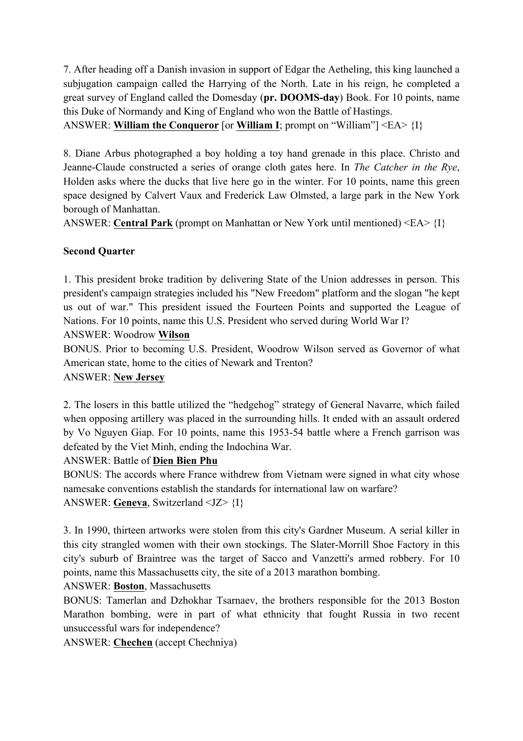7. After heading off a Danish invasion in support of Edgar the Aetheling, this king launched a subjugation campaign called the Harrying of the North. Late in his reign, he completed a great survey of England called the Domesday (**pr. DOOMS-day**) Book. For 10 points, name this Duke of Normandy and King of England who won the Battle of Hastings.
ANSWER: **William the Conqueror** [or **William I**; prompt on "William"] <EA> {I}

8. Diane Arbus photographed a boy holding a toy hand grenade in this place. Christo and Jeanne-Claude constructed a series of orange cloth gates here. In *The Catcher in the Rye*, Holden asks where the ducks that live here go in the winter. For 10 points, name this green space designed by Calvert Vaux and Frederick Law Olmsted, a large park in the New York borough of Manhattan.
ANSWER: **Central Park** (prompt on Manhattan or New York until mentioned) <EA> {I}

**Second Quarter**

1. This president broke tradition by delivering State of the Union addresses in person. This president's campaign strategies included his "New Freedom" platform and the slogan "he kept us out of war." This president issued the Fourteen Points and supported the League of Nations. For 10 points, name this U.S. President who served during World War I?
ANSWER: Woodrow **Wilson**
BONUS. Prior to becoming U.S. President, Woodrow Wilson served as Governor of what American state, home to the cities of Newark and Trenton?
ANSWER: **New Jersey**

2. The losers in this battle utilized the "hedgehog" strategy of General Navarre, which failed when opposing artillery was placed in the surrounding hills. It ended with an assault ordered by Vo Nguyen Giap. For 10 points, name this 1953-54 battle where a French garrison was defeated by the Viet Minh, ending the Indochina War.
ANSWER: Battle of **Dien Bien Phu**
BONUS: The accords where France withdrew from Vietnam were signed in what city whose namesake conventions establish the standards for international law on warfare?
ANSWER: **Geneva**, Switzerland <JZ> {I}

3. In 1990, thirteen artworks were stolen from this city's Gardner Museum. A serial killer in this city strangled women with their own stockings. The Slater-Morrill Shoe Factory in this city's suburb of Braintree was the target of Sacco and Vanzetti's armed robbery. For 10 points, name this Massachusetts city, the site of a 2013 marathon bombing.
ANSWER: **Boston**, Massachusetts
BONUS: Tamerlan and Dzhokhar Tsarnaev, the brothers responsible for the 2013 Boston Marathon bombing, were in part of what ethnicity that fought Russia in two recent unsuccessful wars for independence?
ANSWER: **Chechen** (accept Chechniya)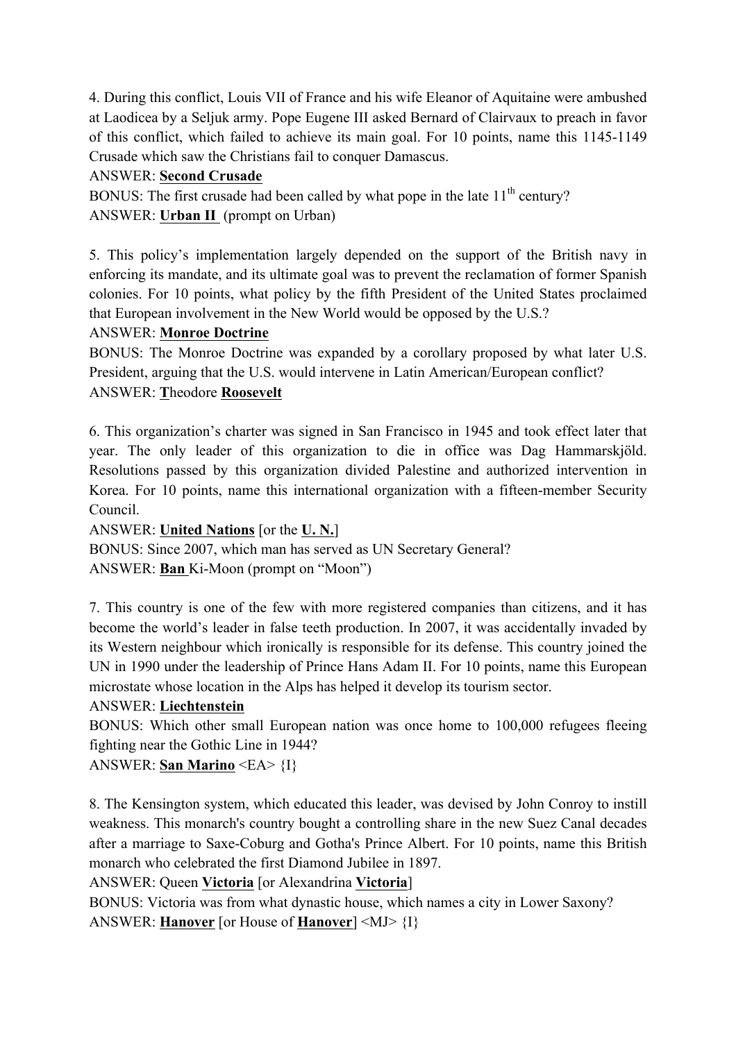4. During this conflict, Louis VII of France and his wife Eleanor of Aquitaine were ambushed at Laodicea by a Seljuk army. Pope Eugene III asked Bernard of Clairvaux to preach in favor of this conflict, which failed to achieve its main goal. For 10 points, name this 1145-1149 Crusade which saw the Christians fail to conquer Damascus.

ANSWER: **Second Crusade**

BONUS: The first crusade had been called by what pope in the late 11th century?

ANSWER: **Urban II** (prompt on Urban)

5. This policy's implementation largely depended on the support of the British navy in enforcing its mandate, and its ultimate goal was to prevent the reclamation of former Spanish colonies. For 10 points, what policy by the fifth President of the United States proclaimed that European involvement in the New World would be opposed by the U.S.?

ANSWER: **Monroe Doctrine**

BONUS: The Monroe Doctrine was expanded by a corollary proposed by what later U.S. President, arguing that the U.S. would intervene in Latin American/European conflict?

ANSWER: **T**heodore **Roosevelt**

6. This organization's charter was signed in San Francisco in 1945 and took effect later that year. The only leader of this organization to die in office was Dag Hammarskjöld. Resolutions passed by this organization divided Palestine and authorized intervention in Korea. For 10 points, name this international organization with a fifteen-member Security Council.

ANSWER: **United Nations** [or the **U. N.**]

BONUS: Since 2007, which man has served as UN Secretary General?

ANSWER: **Ban** Ki-Moon (prompt on "Moon")

7. This country is one of the few with more registered companies than citizens, and it has become the world's leader in false teeth production. In 2007, it was accidentally invaded by its Western neighbour which ironically is responsible for its defense. This country joined the UN in 1990 under the leadership of Prince Hans Adam II. For 10 points, name this European microstate whose location in the Alps has helped it develop its tourism sector.

ANSWER: **Liechtenstein**

BONUS: Which other small European nation was once home to 100,000 refugees fleeing fighting near the Gothic Line in 1944?

ANSWER: **San Marino** <EA> {I}

8. The Kensington system, which educated this leader, was devised by John Conroy to instill weakness. This monarch's country bought a controlling share in the new Suez Canal decades after a marriage to Saxe-Coburg and Gotha's Prince Albert. For 10 points, name this British monarch who celebrated the first Diamond Jubilee in 1897.

ANSWER: Queen **Victoria** [or Alexandrina **Victoria**]

BONUS: Victoria was from what dynastic house, which names a city in Lower Saxony?

ANSWER: **Hanover** [or House of **Hanover**] <MJ> {I}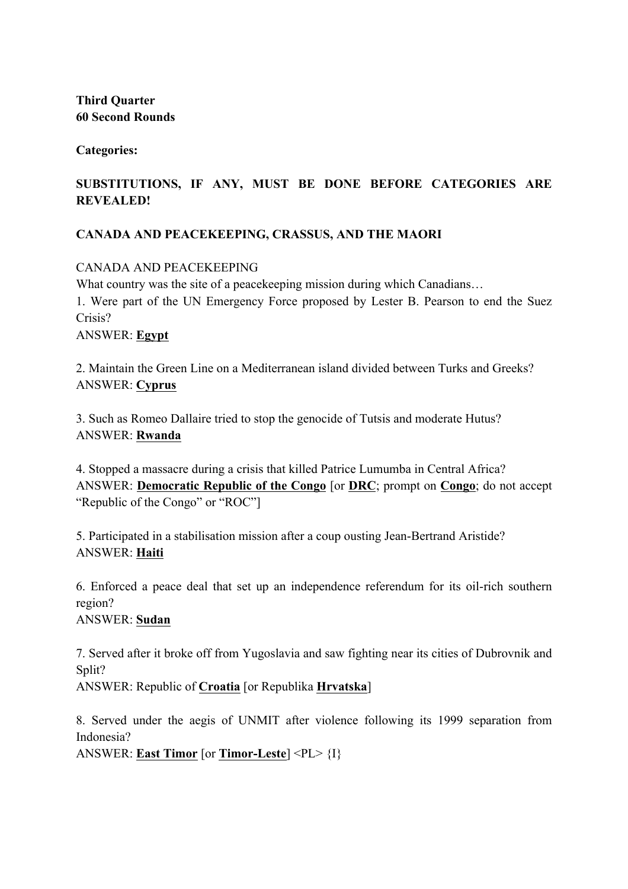**Third Quarter**
**60 Second Rounds**

**Categories:**

**SUBSTITUTIONS, IF ANY, MUST BE DONE BEFORE CATEGORIES ARE REVEALED!**

**CANADA AND PEACEKEEPING, CRASSUS, AND THE MAORI**

CANADA AND PEACEKEEPING
What country was the site of a peacekeeping mission during which Canadians…

1. Were part of the UN Emergency Force proposed by Lester B. Pearson to end the Suez Crisis?
ANSWER: **Egypt**

2. Maintain the Green Line on a Mediterranean island divided between Turks and Greeks?
ANSWER: **Cyprus**

3. Such as Romeo Dallaire tried to stop the genocide of Tutsis and moderate Hutus?
ANSWER: **Rwanda**

4. Stopped a massacre during a crisis that killed Patrice Lumumba in Central Africa?
ANSWER: **Democratic Republic of the Congo** [or **DRC**; prompt on **Congo**; do not accept "Republic of the Congo" or "ROC"]

5. Participated in a stabilisation mission after a coup ousting Jean-Bertrand Aristide?
ANSWER: **Haiti**

6. Enforced a peace deal that set up an independence referendum for its oil-rich southern region?
ANSWER: **Sudan**

7. Served after it broke off from Yugoslavia and saw fighting near its cities of Dubrovnik and Split?
ANSWER: Republic of **Croatia** [or Republika **Hrvatska**]

8. Served under the aegis of UNMIT after violence following its 1999 separation from Indonesia?
ANSWER: **East Timor** [or **Timor-Leste**] <PL> {I}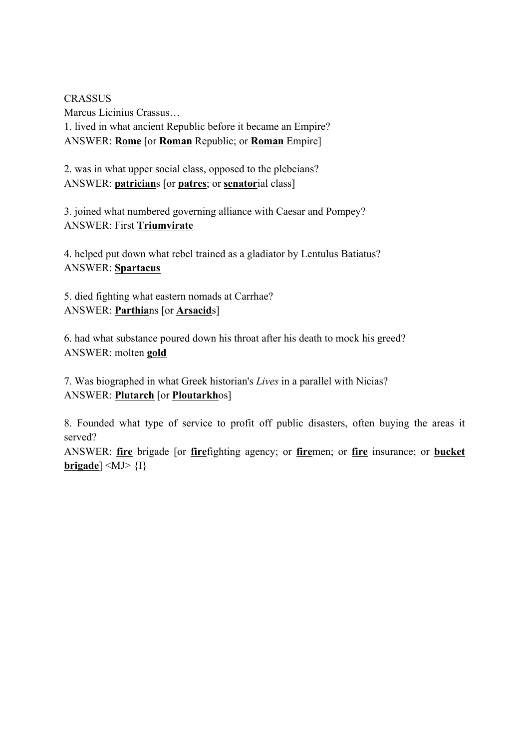CRASSUS

Marcus Licinius Crassus…

1. lived in what ancient Republic before it became an Empire?
ANSWER: **<u>Rome</u>** [or **<u>Roman</u>** Republic; or **<u>Roman</u>** Empire]

2. was in what upper social class, opposed to the plebeians?
ANSWER: **<u>patrician</u>**s [or **<u>patres</u>**; or **<u>senator</u>**ial class]

3. joined what numbered governing alliance with Caesar and Pompey?
ANSWER: First **<u>Triumvirate</u>**

4. helped put down what rebel trained as a gladiator by Lentulus Batiatus?
ANSWER: **<u>Spartacus</u>**

5. died fighting what eastern nomads at Carrhae?
ANSWER: **<u>Parthia</u>**ns [or **<u>Arsacid</u>**s]

6. had what substance poured down his throat after his death to mock his greed?
ANSWER: molten **<u>gold</u>**

7. Was biographed in what Greek historian's *Lives* in a parallel with Nicias?
ANSWER: **<u>Plutarch</u>** [or **<u>Ploutarkh</u>**os]

8. Founded what type of service to profit off public disasters, often buying the areas it served?
ANSWER: **<u>fire</u>** brigade [or **<u>fire</u>**fighting agency; or **<u>fire</u>**men; or **<u>fire</u>** insurance; or **<u>bucket brigade</u>**] <MJ> {I}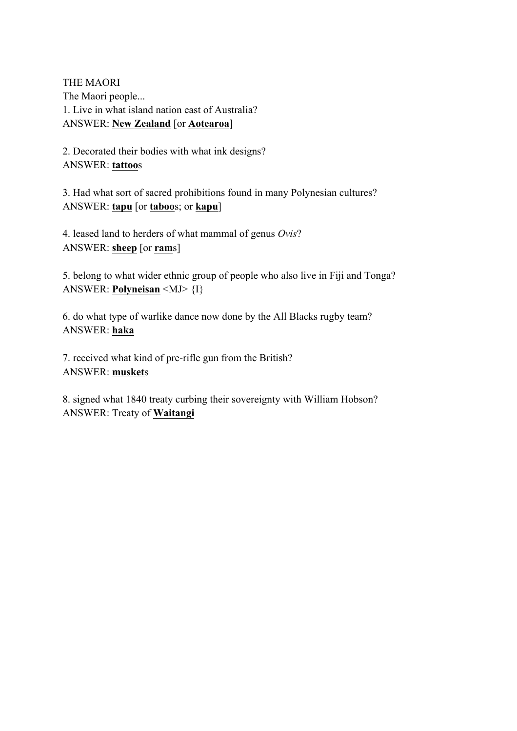THE MAORI

The Maori people...

1. Live in what island nation east of Australia?
ANSWER: **New Zealand** [or **Aotearoa**]

2. Decorated their bodies with what ink designs?
ANSWER: **tattoo**s

3. Had what sort of sacred prohibitions found in many Polynesian cultures?
ANSWER: **tapu** [or **taboo**s; or **kapu**]

4. leased land to herders of what mammal of genus *Ovis*?
ANSWER: **sheep** [or **ram**s]

5. belong to what wider ethnic group of people who also live in Fiji and Tonga?
ANSWER: **Polyneisan** <MJ> {I}

6. do what type of warlike dance now done by the All Blacks rugby team?
ANSWER: **haka**

7. received what kind of pre-rifle gun from the British?
ANSWER: **musket**s

8. signed what 1840 treaty curbing their sovereignty with William Hobson?
ANSWER: Treaty of **Waitangi**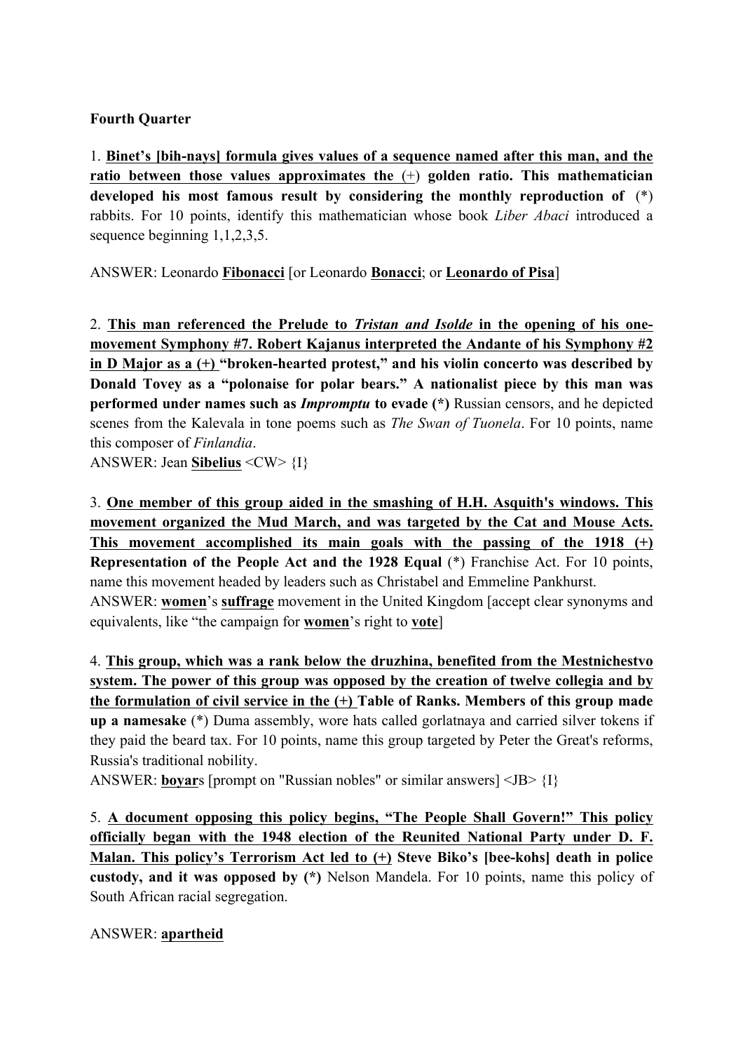**Fourth Quarter**

1. **Binet's [bih-nays] formula gives values of a sequence named after this man, and the ratio between those values approximates the (+) golden ratio. This mathematician developed his most famous result by considering the monthly reproduction of (*)** rabbits. For 10 points, identify this mathematician whose book *Liber Abaci* introduced a sequence beginning 1,1,2,3,5.

ANSWER: Leonardo **Fibonacci** [or Leonardo **Bonacci**; or **Leonardo of Pisa**]

2. **This man referenced the Prelude to *Tristan and Isolde* in the opening of his one-movement Symphony #7. Robert Kajanus interpreted the Andante of his Symphony #2 in D Major as a (+) "broken-hearted protest," and his violin concerto was described by Donald Tovey as a "polonaise for polar bears." A nationalist piece by this man was performed under names such as *Impromptu* to evade (*)** Russian censors, and he depicted scenes from the Kalevala in tone poems such as *The Swan of Tuonela*. For 10 points, name this composer of *Finlandia*.

ANSWER: Jean **Sibelius** <CW> {I}

3. **One member of this group aided in the smashing of H.H. Asquith's windows. This movement organized the Mud March, and was targeted by the Cat and Mouse Acts. This movement accomplished its main goals with the passing of the 1918 (+) Representation of the People Act and the 1928 Equal (*)** Franchise Act. For 10 points, name this movement headed by leaders such as Christabel and Emmeline Pankhurst.

ANSWER: **women**'s **suffrage** movement in the United Kingdom [accept clear synonyms and equivalents, like "the campaign for **women**'s right to **vote**]

4. **This group, which was a rank below the druzhina, benefited from the Mestnichestvo system. The power of this group was opposed by the creation of twelve collegia and by the formulation of civil service in the (+) Table of Ranks. Members of this group made up a namesake (*)** Duma assembly, wore hats called gorlatnaya and carried silver tokens if they paid the beard tax. For 10 points, name this group targeted by Peter the Great's reforms, Russia's traditional nobility.

ANSWER: **boyar**s [prompt on "Russian nobles" or similar answers] <JB> {I}

5. **A document opposing this policy begins, "The People Shall Govern!" This policy officially began with the 1948 election of the Reunited National Party under D. F. Malan. This policy's Terrorism Act led to (+) Steve Biko's [bee-kohs] death in police custody, and it was opposed by (*)** Nelson Mandela. For 10 points, name this policy of South African racial segregation.

ANSWER: **apartheid**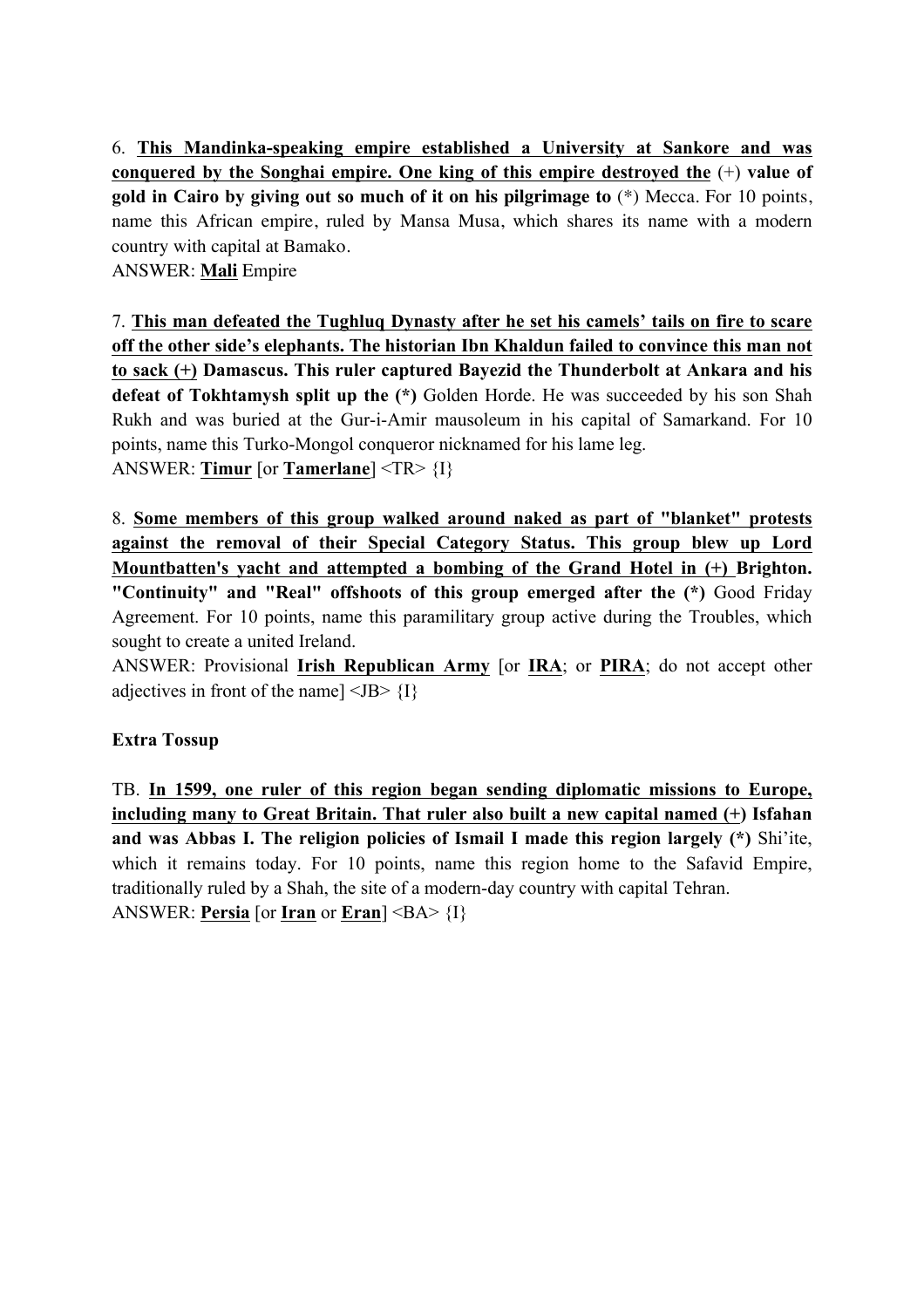6. **<u>This Mandinka-speaking empire established a University at Sankore and was conquered by the Songhai empire. One king of this empire destroyed the</u>** (+) **value of gold in Cairo by giving out so much of it on his pilgrimage to** (*) Mecca. For 10 points, name this African empire, ruled by Mansa Musa, which shares its name with a modern country with capital at Bamako.
ANSWER: **<u>Mali</u>** Empire

7. **<u>This man defeated the Tughluq Dynasty after he set his camels' tails on fire to scare off the other side's elephants. The historian Ibn Khaldun failed to convince this man not to sack (+)</u> Damascus. This ruler captured Bayezid the Thunderbolt at Ankara and his defeat of Tokhtamysh split up the (*)** Golden Horde. He was succeeded by his son Shah Rukh and was buried at the Gur-i-Amir mausoleum in his capital of Samarkand. For 10 points, name this Turko-Mongol conqueror nicknamed for his lame leg.
ANSWER: **<u>Timur</u>** [or **<u>Tamerlane</u>**] <TR> {I}

8. **<u>Some members of this group walked around naked as part of "blanket" protests against the removal of their Special Category Status. This group blew up Lord Mountbatten's yacht and attempted a bombing of the Grand Hotel in (+)</u> Brighton. "Continuity" and "Real" offshoots of this group emerged after the (*)** Good Friday Agreement. For 10 points, name this paramilitary group active during the Troubles, which sought to create a united Ireland.
ANSWER: Provisional **<u>Irish Republican Army</u>** [or **<u>IRA</u>**; or **<u>PIRA</u>**; do not accept other adjectives in front of the name] <JB> {I}

**Extra Tossup**

TB. **<u>In 1599, one ruler of this region began sending diplomatic missions to Europe, including many to Great Britain. That ruler also built a new capital named (+)</u> Isfahan and was Abbas I. The religion policies of Ismail I made this region largely (*)** Shi'ite, which it remains today. For 10 points, name this region home to the Safavid Empire, traditionally ruled by a Shah, the site of a modern-day country with capital Tehran.
ANSWER: **<u>Persia</u>** [or **<u>Iran</u>** or **<u>Eran</u>**] <BA> {I}